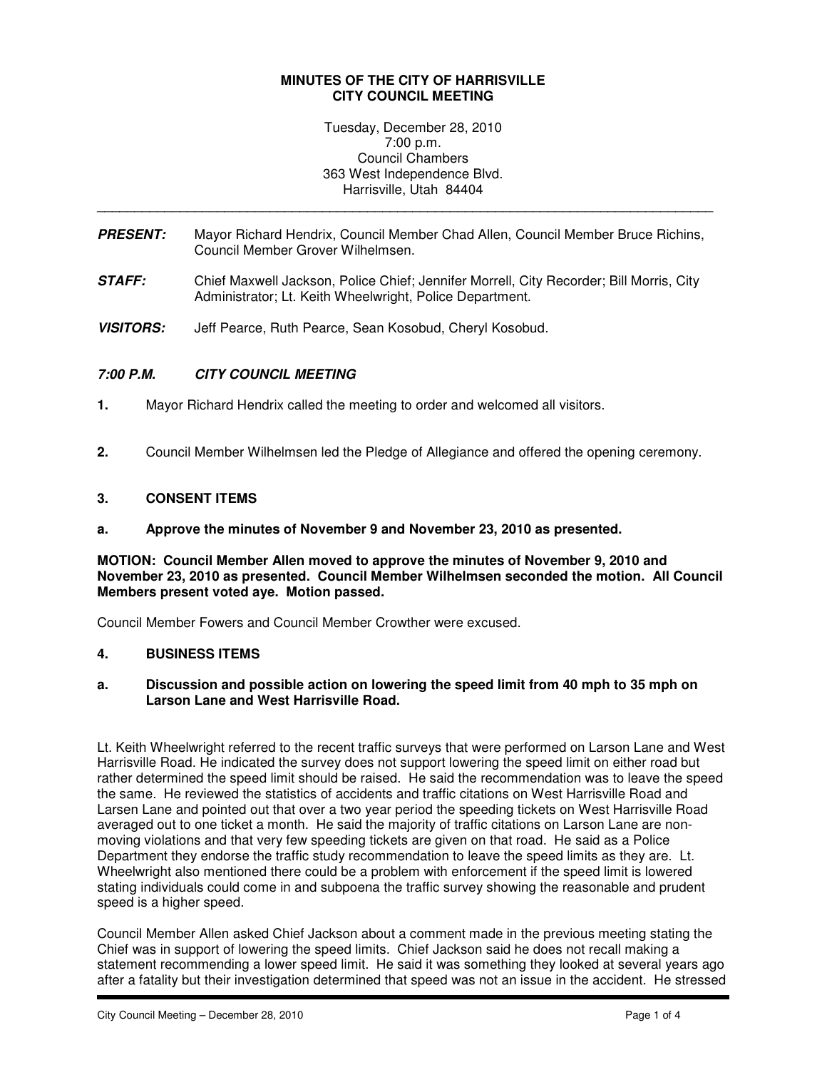**MINUTES OF THE CITY OF HARRISVILLE**
**CITY COUNCIL MEETING**

Tuesday, December 28, 2010
7:00 p.m.
Council Chambers
363 West Independence Blvd.
Harrisville, Utah 84404

---

***PRESENT:*** Mayor Richard Hendrix, Council Member Chad Allen, Council Member Bruce Richins, Council Member Grover Wilhelmsen.

***STAFF:*** Chief Maxwell Jackson, Police Chief; Jennifer Morrell, City Recorder; Bill Morris, City Administrator; Lt. Keith Wheelwright, Police Department.

***VISITORS:*** Jeff Pearce, Ruth Pearce, Sean Kosobud, Cheryl Kosobud.

***7:00 P.M. CITY COUNCIL MEETING***

**1.** Mayor Richard Hendrix called the meeting to order and welcomed all visitors.

**2.** Council Member Wilhelmsen led the Pledge of Allegiance and offered the opening ceremony.

**3. CONSENT ITEMS**

**a. Approve the minutes of November 9 and November 23, 2010 as presented.**

**MOTION: Council Member Allen moved to approve the minutes of November 9, 2010 and November 23, 2010 as presented. Council Member Wilhelmsen seconded the motion. All Council Members present voted aye. Motion passed.**

Council Member Fowers and Council Member Crowther were excused.

**4. BUSINESS ITEMS**

**a. Discussion and possible action on lowering the speed limit from 40 mph to 35 mph on Larson Lane and West Harrisville Road.**

Lt. Keith Wheelwright referred to the recent traffic surveys that were performed on Larson Lane and West Harrisville Road. He indicated the survey does not support lowering the speed limit on either road but rather determined the speed limit should be raised. He said the recommendation was to leave the speed the same. He reviewed the statistics of accidents and traffic citations on West Harrisville Road and Larsen Lane and pointed out that over a two year period the speeding tickets on West Harrisville Road averaged out to one ticket a month. He said the majority of traffic citations on Larson Lane are non-moving violations and that very few speeding tickets are given on that road. He said as a Police Department they endorse the traffic study recommendation to leave the speed limits as they are. Lt. Wheelwright also mentioned there could be a problem with enforcement if the speed limit is lowered stating individuals could come in and subpoena the traffic survey showing the reasonable and prudent speed is a higher speed.

Council Member Allen asked Chief Jackson about a comment made in the previous meeting stating the Chief was in support of lowering the speed limits. Chief Jackson said he does not recall making a statement recommending a lower speed limit. He said it was something they looked at several years ago after a fatality but their investigation determined that speed was not an issue in the accident. He stressed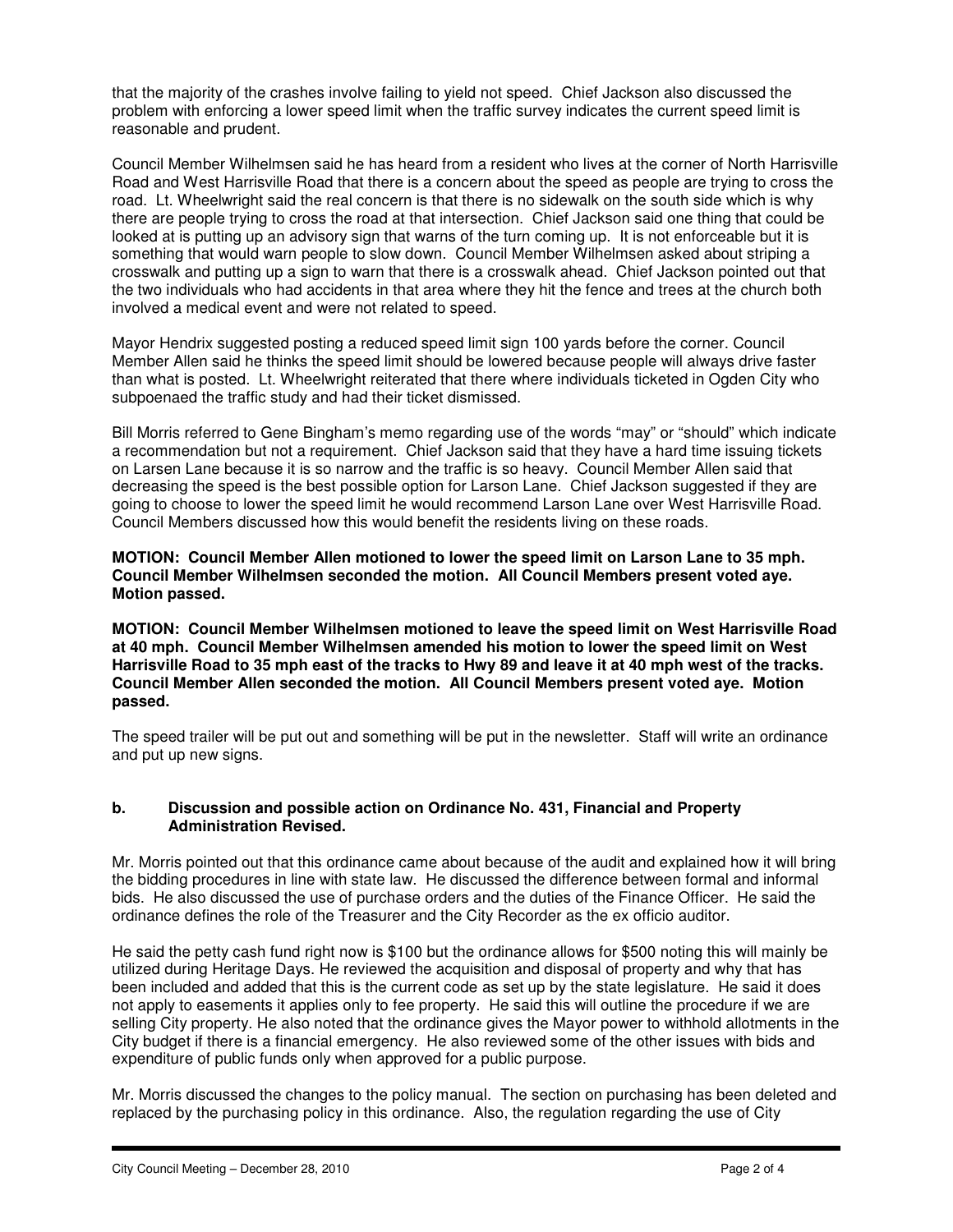that the majority of the crashes involve failing to yield not speed. Chief Jackson also discussed the problem with enforcing a lower speed limit when the traffic survey indicates the current speed limit is reasonable and prudent.

Council Member Wilhelmsen said he has heard from a resident who lives at the corner of North Harrisville Road and West Harrisville Road that there is a concern about the speed as people are trying to cross the road. Lt. Wheelwright said the real concern is that there is no sidewalk on the south side which is why there are people trying to cross the road at that intersection. Chief Jackson said one thing that could be looked at is putting up an advisory sign that warns of the turn coming up. It is not enforceable but it is something that would warn people to slow down. Council Member Wilhelmsen asked about striping a crosswalk and putting up a sign to warn that there is a crosswalk ahead. Chief Jackson pointed out that the two individuals who had accidents in that area where they hit the fence and trees at the church both involved a medical event and were not related to speed.

Mayor Hendrix suggested posting a reduced speed limit sign 100 yards before the corner. Council Member Allen said he thinks the speed limit should be lowered because people will always drive faster than what is posted. Lt. Wheelwright reiterated that there where individuals ticketed in Ogden City who subpoenaed the traffic study and had their ticket dismissed.

Bill Morris referred to Gene Bingham's memo regarding use of the words "may" or "should" which indicate a recommendation but not a requirement. Chief Jackson said that they have a hard time issuing tickets on Larsen Lane because it is so narrow and the traffic is so heavy. Council Member Allen said that decreasing the speed is the best possible option for Larson Lane. Chief Jackson suggested if they are going to choose to lower the speed limit he would recommend Larson Lane over West Harrisville Road. Council Members discussed how this would benefit the residents living on these roads.

**MOTION: Council Member Allen motioned to lower the speed limit on Larson Lane to 35 mph. Council Member Wilhelmsen seconded the motion. All Council Members present voted aye. Motion passed.**

**MOTION: Council Member Wilhelmsen motioned to leave the speed limit on West Harrisville Road at 40 mph. Council Member Wilhelmsen amended his motion to lower the speed limit on West Harrisville Road to 35 mph east of the tracks to Hwy 89 and leave it at 40 mph west of the tracks. Council Member Allen seconded the motion. All Council Members present voted aye. Motion passed.**

The speed trailer will be put out and something will be put in the newsletter. Staff will write an ordinance and put up new signs.

**b. Discussion and possible action on Ordinance No. 431, Financial and Property Administration Revised.**

Mr. Morris pointed out that this ordinance came about because of the audit and explained how it will bring the bidding procedures in line with state law. He discussed the difference between formal and informal bids. He also discussed the use of purchase orders and the duties of the Finance Officer. He said the ordinance defines the role of the Treasurer and the City Recorder as the ex officio auditor.

He said the petty cash fund right now is $100 but the ordinance allows for $500 noting this will mainly be utilized during Heritage Days. He reviewed the acquisition and disposal of property and why that has been included and added that this is the current code as set up by the state legislature. He said it does not apply to easements it applies only to fee property. He said this will outline the procedure if we are selling City property. He also noted that the ordinance gives the Mayor power to withhold allotments in the City budget if there is a financial emergency. He also reviewed some of the other issues with bids and expenditure of public funds only when approved for a public purpose.

Mr. Morris discussed the changes to the policy manual. The section on purchasing has been deleted and replaced by the purchasing policy in this ordinance. Also, the regulation regarding the use of City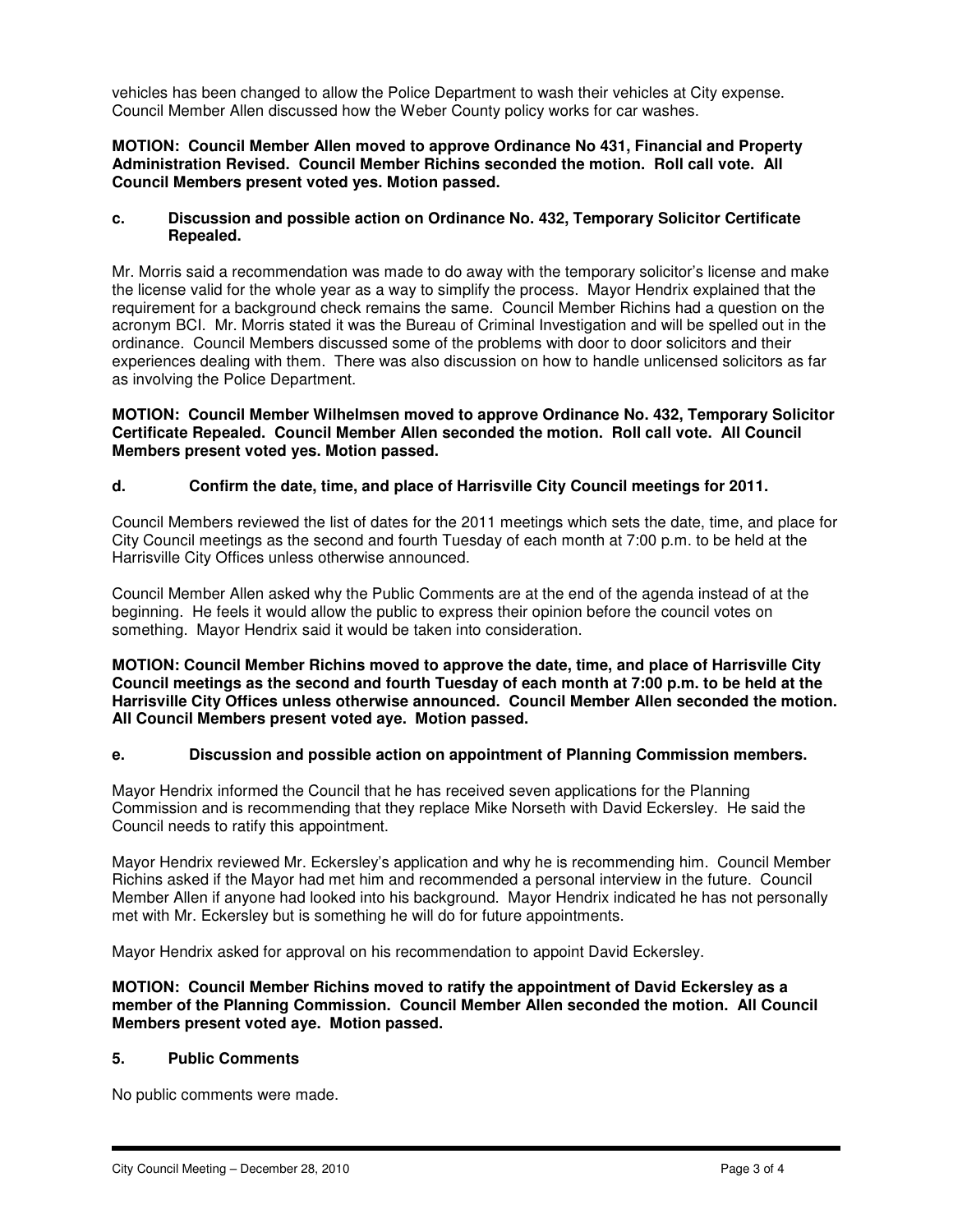vehicles has been changed to allow the Police Department to wash their vehicles at City expense. Council Member Allen discussed how the Weber County policy works for car washes.

**MOTION: Council Member Allen moved to approve Ordinance No 431, Financial and Property Administration Revised. Council Member Richins seconded the motion. Roll call vote. All Council Members present voted yes. Motion passed.**

**c. Discussion and possible action on Ordinance No. 432, Temporary Solicitor Certificate Repealed.**

Mr. Morris said a recommendation was made to do away with the temporary solicitor's license and make the license valid for the whole year as a way to simplify the process. Mayor Hendrix explained that the requirement for a background check remains the same. Council Member Richins had a question on the acronym BCI. Mr. Morris stated it was the Bureau of Criminal Investigation and will be spelled out in the ordinance. Council Members discussed some of the problems with door to door solicitors and their experiences dealing with them. There was also discussion on how to handle unlicensed solicitors as far as involving the Police Department.

**MOTION: Council Member Wilhelmsen moved to approve Ordinance No. 432, Temporary Solicitor Certificate Repealed. Council Member Allen seconded the motion. Roll call vote. All Council Members present voted yes. Motion passed.**

**d. Confirm the date, time, and place of Harrisville City Council meetings for 2011.**

Council Members reviewed the list of dates for the 2011 meetings which sets the date, time, and place for City Council meetings as the second and fourth Tuesday of each month at 7:00 p.m. to be held at the Harrisville City Offices unless otherwise announced.

Council Member Allen asked why the Public Comments are at the end of the agenda instead of at the beginning. He feels it would allow the public to express their opinion before the council votes on something. Mayor Hendrix said it would be taken into consideration.

**MOTION: Council Member Richins moved to approve the date, time, and place of Harrisville City Council meetings as the second and fourth Tuesday of each month at 7:00 p.m. to be held at the Harrisville City Offices unless otherwise announced. Council Member Allen seconded the motion. All Council Members present voted aye. Motion passed.**

**e. Discussion and possible action on appointment of Planning Commission members.**

Mayor Hendrix informed the Council that he has received seven applications for the Planning Commission and is recommending that they replace Mike Norseth with David Eckersley. He said the Council needs to ratify this appointment.

Mayor Hendrix reviewed Mr. Eckersley's application and why he is recommending him. Council Member Richins asked if the Mayor had met him and recommended a personal interview in the future. Council Member Allen if anyone had looked into his background. Mayor Hendrix indicated he has not personally met with Mr. Eckersley but is something he will do for future appointments.

Mayor Hendrix asked for approval on his recommendation to appoint David Eckersley.

**MOTION: Council Member Richins moved to ratify the appointment of David Eckersley as a member of the Planning Commission. Council Member Allen seconded the motion. All Council Members present voted aye. Motion passed.**

## 5. Public Comments

No public comments were made.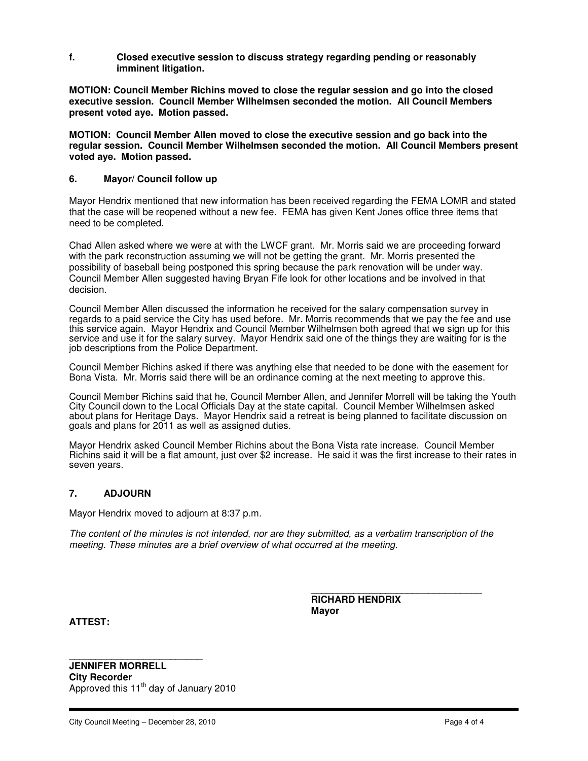**f. Closed executive session to discuss strategy regarding pending or reasonably imminent litigation.**

**MOTION: Council Member Richins moved to close the regular session and go into the closed executive session. Council Member Wilhelmsen seconded the motion. All Council Members present voted aye. Motion passed.**

**MOTION: Council Member Allen moved to close the executive session and go back into the regular session. Council Member Wilhelmsen seconded the motion. All Council Members present voted aye. Motion passed.**

## 6. Mayor/ Council follow up

Mayor Hendrix mentioned that new information has been received regarding the FEMA LOMR and stated that the case will be reopened without a new fee. FEMA has given Kent Jones office three items that need to be completed.

Chad Allen asked where we were at with the LWCF grant. Mr. Morris said we are proceeding forward with the park reconstruction assuming we will not be getting the grant. Mr. Morris presented the possibility of baseball being postponed this spring because the park renovation will be under way. Council Member Allen suggested having Bryan Fife look for other locations and be involved in that decision.

Council Member Allen discussed the information he received for the salary compensation survey in regards to a paid service the City has used before. Mr. Morris recommends that we pay the fee and use this service again. Mayor Hendrix and Council Member Wilhelmsen both agreed that we sign up for this service and use it for the salary survey. Mayor Hendrix said one of the things they are waiting for is the job descriptions from the Police Department.

Council Member Richins asked if there was anything else that needed to be done with the easement for Bona Vista. Mr. Morris said there will be an ordinance coming at the next meeting to approve this.

Council Member Richins said that he, Council Member Allen, and Jennifer Morrell will be taking the Youth City Council down to the Local Officials Day at the state capital. Council Member Wilhelmsen asked about plans for Heritage Days. Mayor Hendrix said a retreat is being planned to facilitate discussion on goals and plans for 2011 as well as assigned duties.

Mayor Hendrix asked Council Member Richins about the Bona Vista rate increase. Council Member Richins said it will be a flat amount, just over $2 increase. He said it was the first increase to their rates in seven years.

## 7. ADJOURN

Mayor Hendrix moved to adjourn at 8:37 p.m.

*The content of the minutes is not intended, nor are they submitted, as a verbatim transcription of the meeting. These minutes are a brief overview of what occurred at the meeting.*

\_\_\_\_\_\_\_\_\_\_\_\_\_\_\_\_\_\_\_\_\_\_\_\_\_\_\_\_\_\_\_\_
**RICHARD HENDRIX**
**Mayor**

**ATTEST:**

\_\_\_\_\_\_\_\_\_\_\_\_\_\_\_\_\_\_\_\_\_\_\_\_\_\_
**JENNIFER MORRELL**
**City Recorder**
Approved this 11th day of January 2010